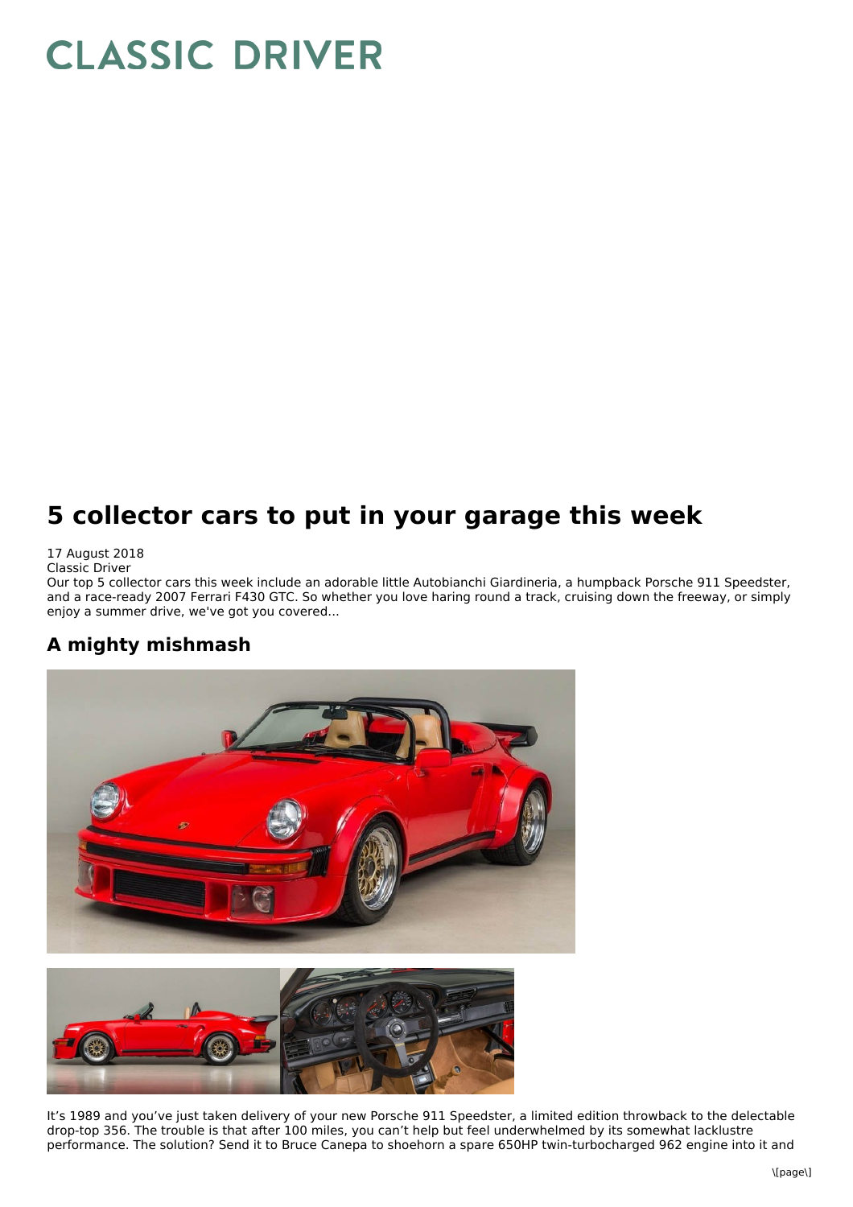# CLASSIC DRIVER

# 5 collector cars to put in your garage this week

17 August 2018
Classic Driver
Our top 5 collector cars this week include an adorable little Autobianchi Giardineria, a humpback Porsche 911 Speedster, and a race-ready 2007 Ferrari F430 GTC. So whether you love haring round a track, cruising down the freeway, or simply enjoy a summer drive, we've got you covered...

## A mighty mishmash

It's 1989 and you've just taken delivery of your new Porsche 911 Speedster, a limited edition throwback to the delectable drop-top 356. The trouble is that after 100 miles, you can't help but feel underwhelmed by its somewhat lacklustre performance. The solution? Send it to Bruce Canepa to shoehorn a spare 650HP twin-turbocharged 962 engine into it and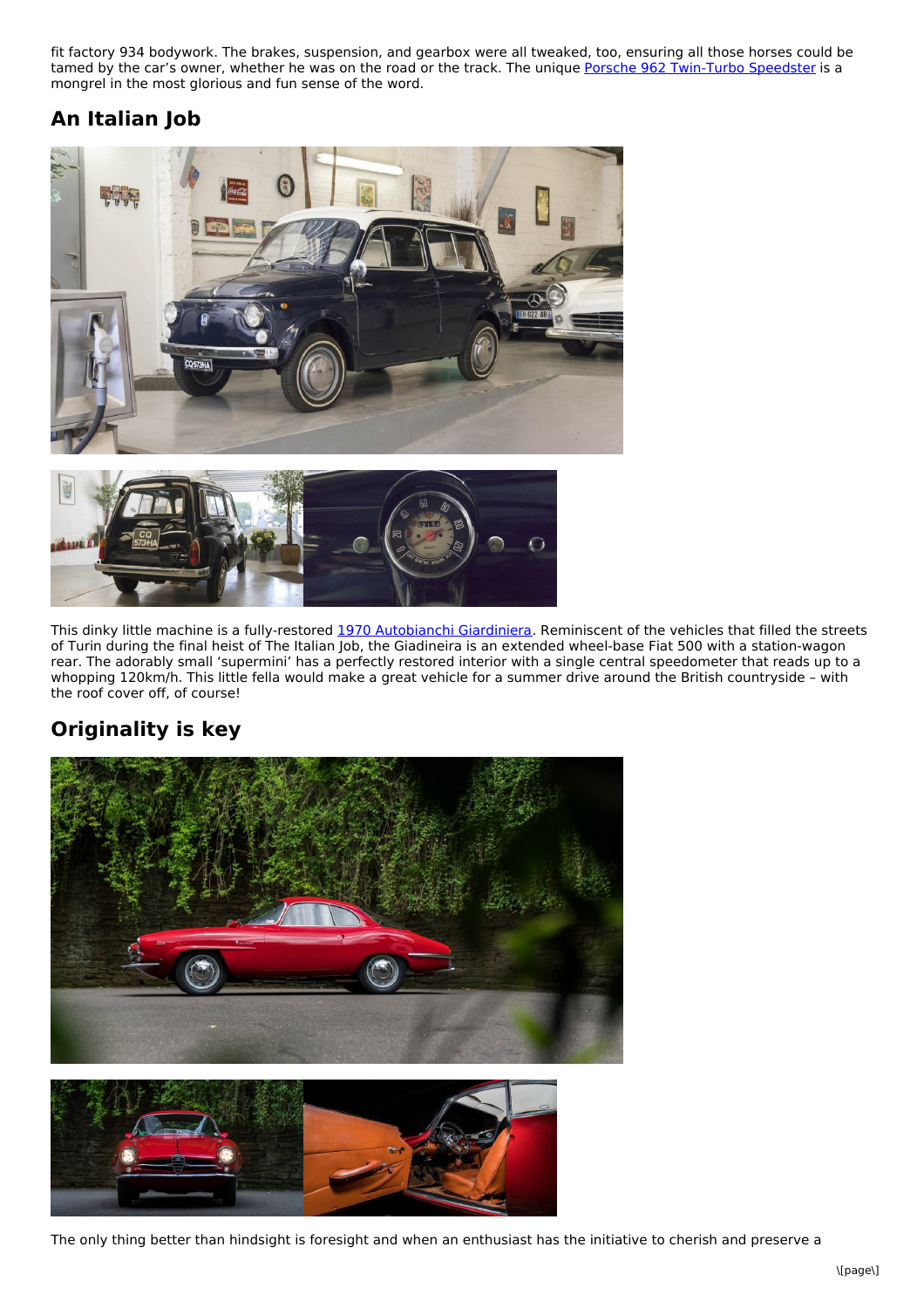fit factory 934 bodywork. The brakes, suspension, and gearbox were all tweaked, too, ensuring all those horses could be tamed by the car's owner, whether he was on the road or the track. The unique Porsche 962 Twin-Turbo Speedster is a mongrel in the most glorious and fun sense of the word.

## An Italian Job

This dinky little machine is a fully-restored 1970 Autobianchi Giardiniera. Reminiscent of the vehicles that filled the streets of Turin during the final heist of The Italian Job, the Giadineira is an extended wheel-base Fiat 500 with a station-wagon rear. The adorably small 'supermini' has a perfectly restored interior with a single central speedometer that reads up to a whopping 120km/h. This little fella would make a great vehicle for a summer drive around the British countryside – with the roof cover off, of course!

## Originality is key

The only thing better than hindsight is foresight and when an enthusiast has the initiative to cherish and preserve a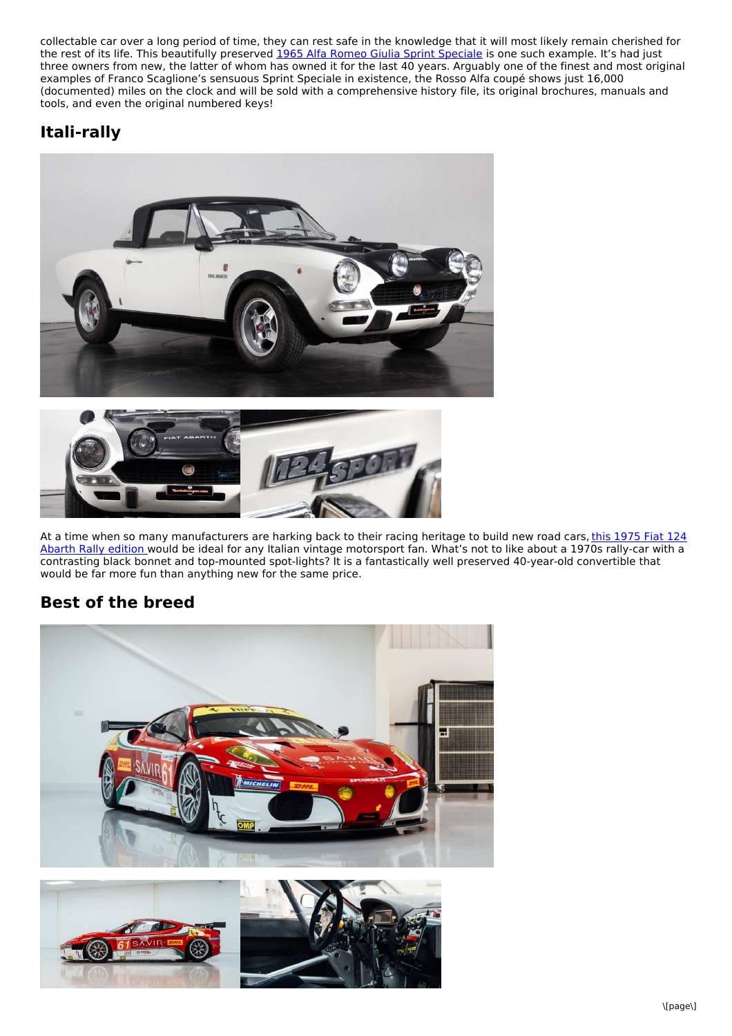collectable car over a long period of time, they can rest safe in the knowledge that it will most likely remain cherished for the rest of its life. This beautifully preserved [1965 Alfa Romeo Giulia Sprint Speciale] is one such example. It's had just three owners from new, the latter of whom has owned it for the last 40 years. Arguably one of the finest and most original examples of Franco Scaglione's sensuous Sprint Speciale in existence, the Rosso Alfa coupé shows just 16,000 (documented) miles on the clock and will be sold with a comprehensive history file, its original brochures, manuals and tools, and even the original numbered keys!

## Itali-rally

At a time when so many manufacturers are harking back to their racing heritage to build new road cars, this 1975 Fiat 124 Abarth Rally edition would be ideal for any Italian vintage motorsport fan. What's not to like about a 1970s rally-car with a contrasting black bonnet and top-mounted spot-lights? It is a fantastically well preserved 40-year-old convertible that would be far more fun than anything new for the same price.

## Best of the breed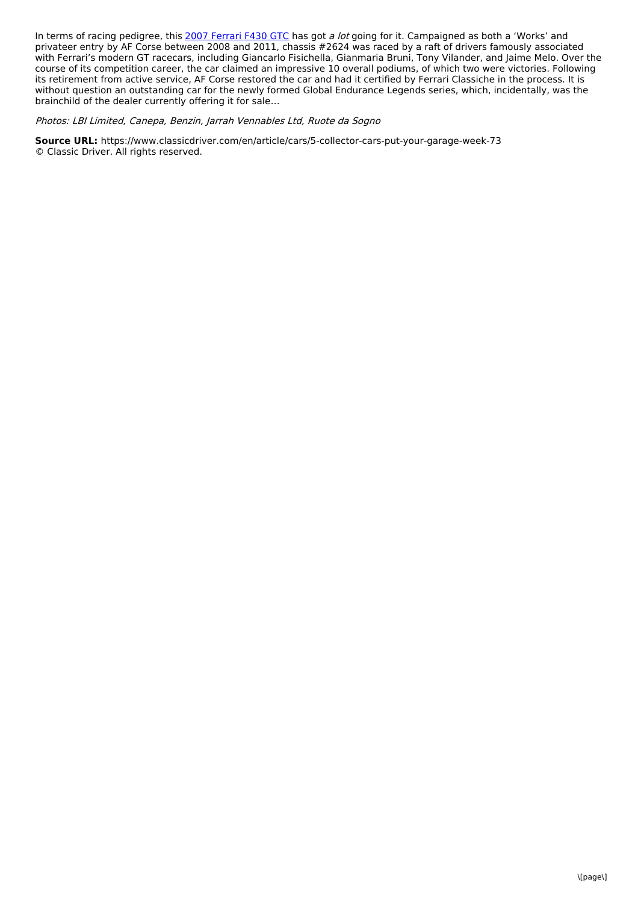In terms of racing pedigree, this [2007 Ferrari F430 GTC] has got *a lot* going for it. Campaigned as both a 'Works' and privateer entry by AF Corse between 2008 and 2011, chassis #2624 was raced by a raft of drivers famously associated with Ferrari's modern GT racecars, including Giancarlo Fisichella, Gianmaria Bruni, Tony Vilander, and Jaime Melo. Over the course of its competition career, the car claimed an impressive 10 overall podiums, of which two were victories. Following its retirement from active service, AF Corse restored the car and had it certified by Ferrari Classiche in the process. It is without question an outstanding car for the newly formed Global Endurance Legends series, which, incidentally, was the brainchild of the dealer currently offering it for sale…

*Photos: LBI Limited, Canepa, Benzin, Jarrah Vennables Ltd, Ruote da Sogno*

**Source URL:** https://www.classicdriver.com/en/article/cars/5-collector-cars-put-your-garage-week-73
© Classic Driver. All rights reserved.